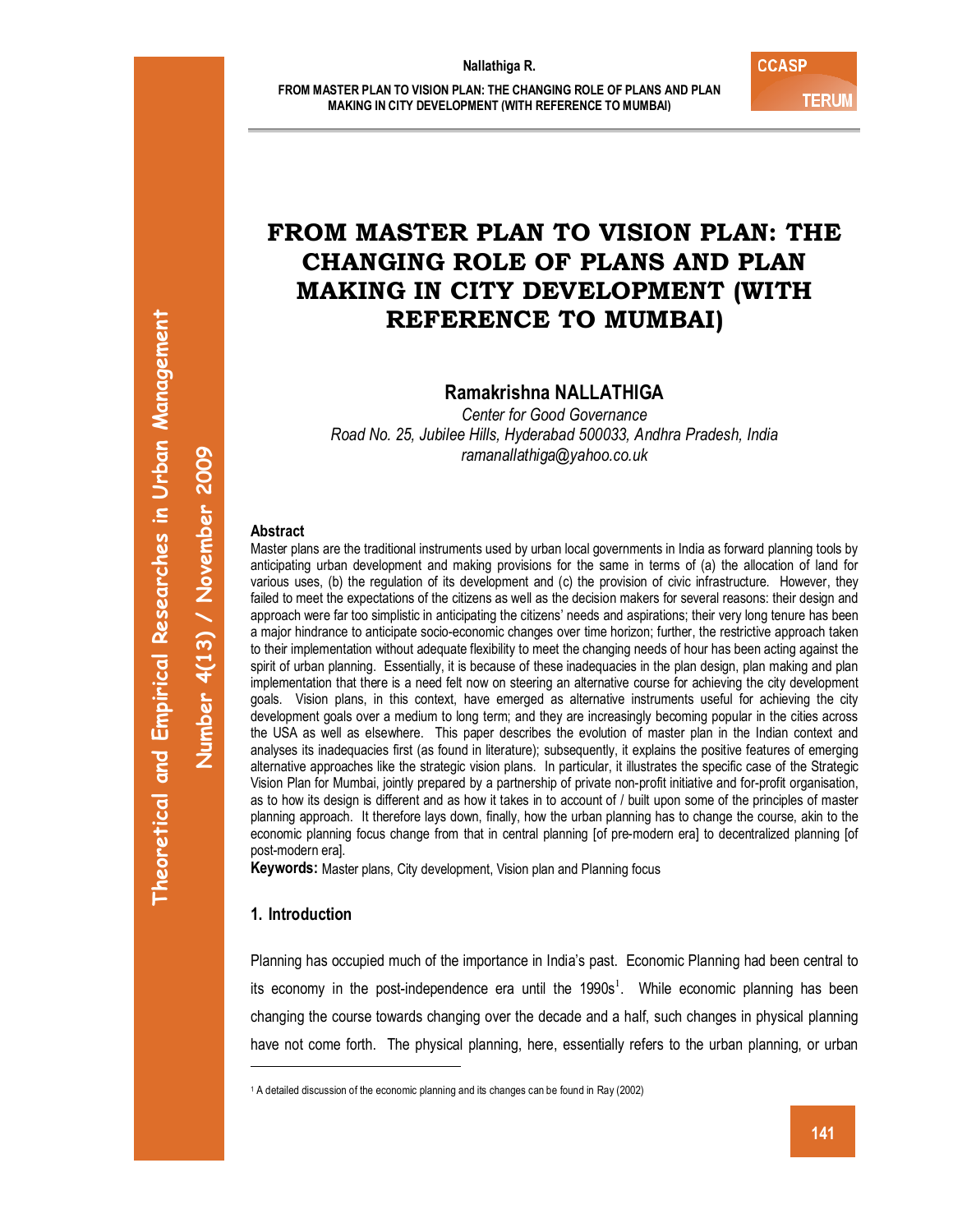# FROM MASTER PLAN TO VISION PLAN: THE CHANGING ROLE OF PLANS AND PLAN MAKING IN CITY DEVELOPMENT (WITH REFERENCE TO MUMBAI)

**Ramakrishna NALLATHIGA**

*Center for Good Governance*
*Road No. 25, Jubilee Hills, Hyderabad 500033, Andhra Pradesh, India*
*ramanallathiga@yahoo.co.uk*

**Abstract**

Master plans are the traditional instruments used by urban local governments in India as forward planning tools by anticipating urban development and making provisions for the same in terms of (a) the allocation of land for various uses, (b) the regulation of its development and (c) the provision of civic infrastructure. However, they failed to meet the expectations of the citizens as well as the decision makers for several reasons: their design and approach were far too simplistic in anticipating the citizens' needs and aspirations; their very long tenure has been a major hindrance to anticipate socio-economic changes over time horizon; further, the restrictive approach taken to their implementation without adequate flexibility to meet the changing needs of hour has been acting against the spirit of urban planning. Essentially, it is because of these inadequacies in the plan design, plan making and plan implementation that there is a need felt now on steering an alternative course for achieving the city development goals. Vision plans, in this context, have emerged as alternative instruments useful for achieving the city development goals over a medium to long term; and they are increasingly becoming popular in the cities across the USA as well as elsewhere. This paper describes the evolution of master plan in the Indian context and analyses its inadequacies first (as found in literature); subsequently, it explains the positive features of emerging alternative approaches like the strategic vision plans. In particular, it illustrates the specific case of the Strategic Vision Plan for Mumbai, jointly prepared by a partnership of private non-profit initiative and for-profit organisation, as to how its design is different and as how it takes in to account of / built upon some of the principles of master planning approach. It therefore lays down, finally, how the urban planning has to change the course, akin to the economic planning focus change from that in central planning [of pre-modern era] to decentralized planning [of post-modern era].

**Keywords:** Master plans, City development, Vision plan and Planning focus

## 1. Introduction

Planning has occupied much of the importance in India's past. Economic Planning had been central to its economy in the post-independence era until the 1990s[1]. While economic planning has been changing the course towards changing over the decade and a half, such changes in physical planning have not come forth. The physical planning, here, essentially refers to the urban planning, or urban

---

[1] A detailed discussion of the economic planning and its changes can be found in Ray (2002)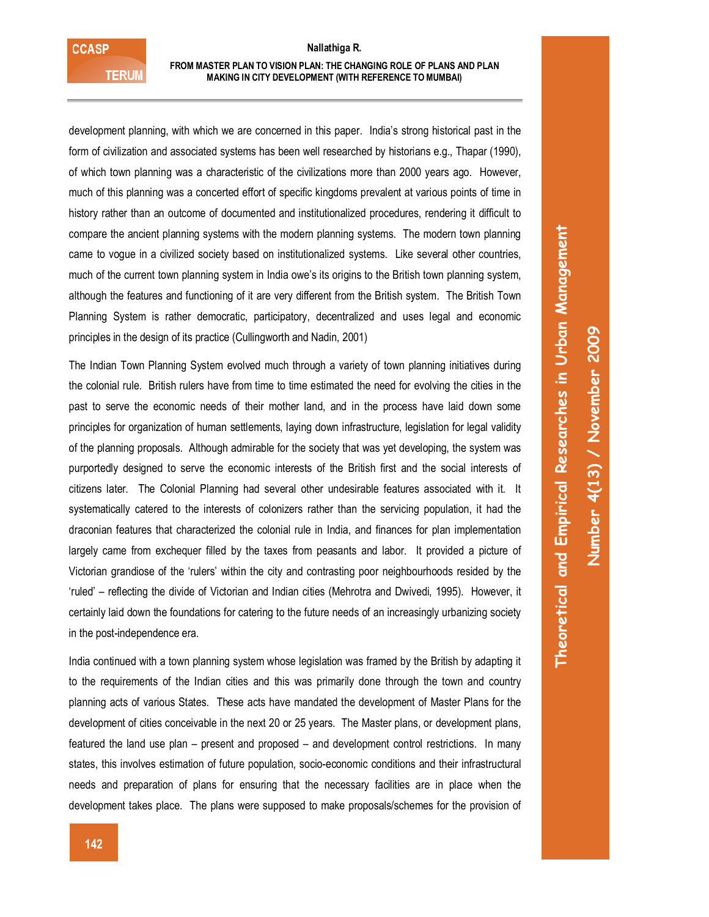development planning, with which we are concerned in this paper. India's strong historical past in the form of civilization and associated systems has been well researched by historians e.g., Thapar (1990), of which town planning was a characteristic of the civilizations more than 2000 years ago. However, much of this planning was a concerted effort of specific kingdoms prevalent at various points of time in history rather than an outcome of documented and institutionalized procedures, rendering it difficult to compare the ancient planning systems with the modern planning systems. The modern town planning came to vogue in a civilized society based on institutionalized systems. Like several other countries, much of the current town planning system in India owe's its origins to the British town planning system, although the features and functioning of it are very different from the British system. The British Town Planning System is rather democratic, participatory, decentralized and uses legal and economic principles in the design of its practice (Cullingworth and Nadin, 2001)

The Indian Town Planning System evolved much through a variety of town planning initiatives during the colonial rule. British rulers have from time to time estimated the need for evolving the cities in the past to serve the economic needs of their mother land, and in the process have laid down some principles for organization of human settlements, laying down infrastructure, legislation for legal validity of the planning proposals. Although admirable for the society that was yet developing, the system was purportedly designed to serve the economic interests of the British first and the social interests of citizens later. The Colonial Planning had several other undesirable features associated with it. It systematically catered to the interests of colonizers rather than the servicing population, it had the draconian features that characterized the colonial rule in India, and finances for plan implementation largely came from exchequer filled by the taxes from peasants and labor. It provided a picture of Victorian grandiose of the 'rulers' within the city and contrasting poor neighbourhoods resided by the 'ruled' – reflecting the divide of Victorian and Indian cities (Mehrotra and Dwivedi, 1995). However, it certainly laid down the foundations for catering to the future needs of an increasingly urbanizing society in the post-independence era.

India continued with a town planning system whose legislation was framed by the British by adapting it to the requirements of the Indian cities and this was primarily done through the town and country planning acts of various States. These acts have mandated the development of Master Plans for the development of cities conceivable in the next 20 or 25 years. The Master plans, or development plans, featured the land use plan – present and proposed – and development control restrictions. In many states, this involves estimation of future population, socio-economic conditions and their infrastructural needs and preparation of plans for ensuring that the necessary facilities are in place when the development takes place. The plans were supposed to make proposals/schemes for the provision of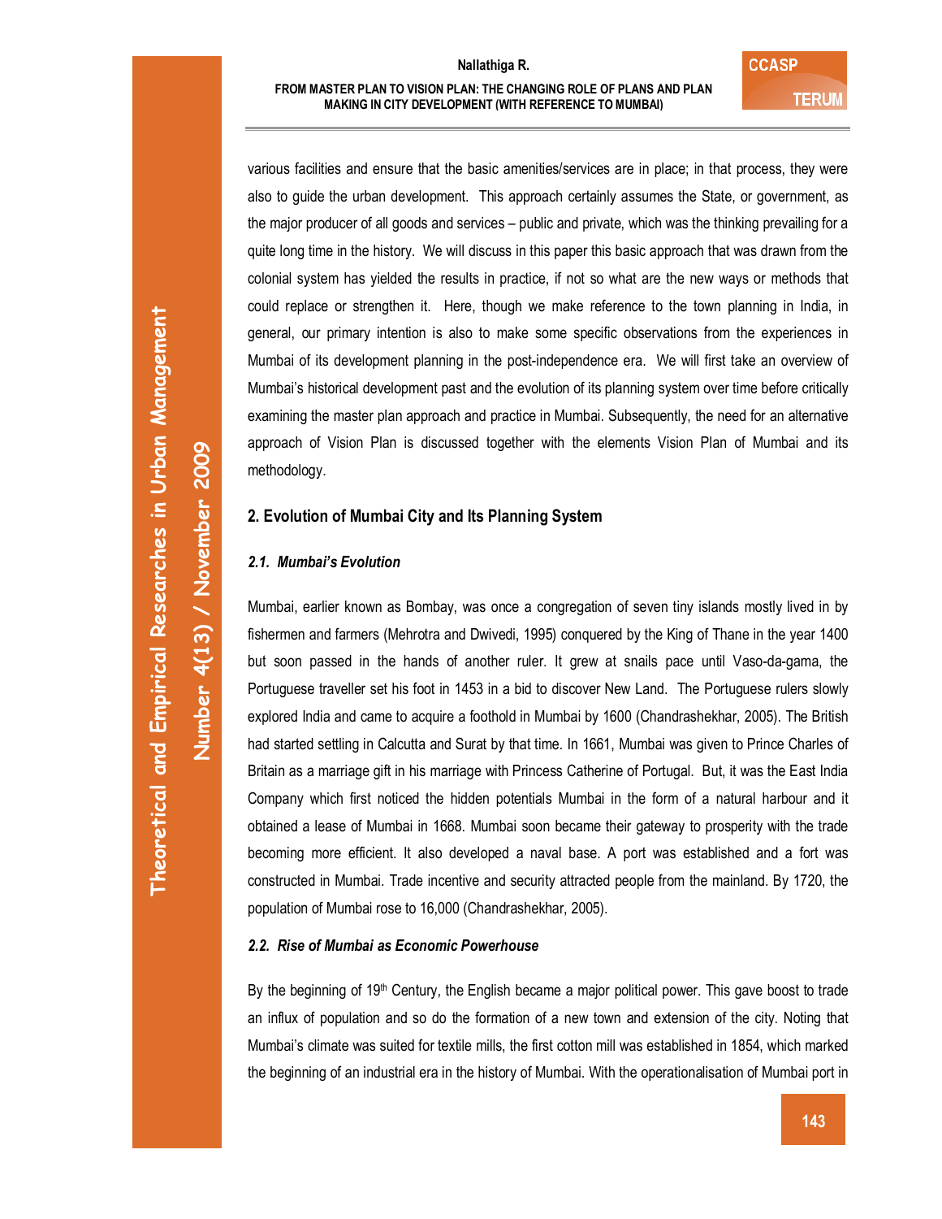various facilities and ensure that the basic amenities/services are in place; in that process, they were also to guide the urban development. This approach certainly assumes the State, or government, as the major producer of all goods and services – public and private, which was the thinking prevailing for a quite long time in the history. We will discuss in this paper this basic approach that was drawn from the colonial system has yielded the results in practice, if not so what are the new ways or methods that could replace or strengthen it. Here, though we make reference to the town planning in India, in general, our primary intention is also to make some specific observations from the experiences in Mumbai of its development planning in the post-independence era. We will first take an overview of Mumbai's historical development past and the evolution of its planning system over time before critically examining the master plan approach and practice in Mumbai. Subsequently, the need for an alternative approach of Vision Plan is discussed together with the elements Vision Plan of Mumbai and its methodology.

## 2. Evolution of Mumbai City and Its Planning System

### *2.1. Mumbai's Evolution*

Mumbai, earlier known as Bombay, was once a congregation of seven tiny islands mostly lived in by fishermen and farmers (Mehrotra and Dwivedi, 1995) conquered by the King of Thane in the year 1400 but soon passed in the hands of another ruler. It grew at snails pace until Vaso-da-gama, the Portuguese traveller set his foot in 1453 in a bid to discover New Land. The Portuguese rulers slowly explored India and came to acquire a foothold in Mumbai by 1600 (Chandrashekhar, 2005). The British had started settling in Calcutta and Surat by that time. In 1661, Mumbai was given to Prince Charles of Britain as a marriage gift in his marriage with Princess Catherine of Portugal. But, it was the East India Company which first noticed the hidden potentials Mumbai in the form of a natural harbour and it obtained a lease of Mumbai in 1668. Mumbai soon became their gateway to prosperity with the trade becoming more efficient. It also developed a naval base. A port was established and a fort was constructed in Mumbai. Trade incentive and security attracted people from the mainland. By 1720, the population of Mumbai rose to 16,000 (Chandrashekhar, 2005).

### *2.2. Rise of Mumbai as Economic Powerhouse*

By the beginning of 19th Century, the English became a major political power. This gave boost to trade an influx of population and so do the formation of a new town and extension of the city. Noting that Mumbai's climate was suited for textile mills, the first cotton mill was established in 1854, which marked the beginning of an industrial era in the history of Mumbai. With the operationalisation of Mumbai port in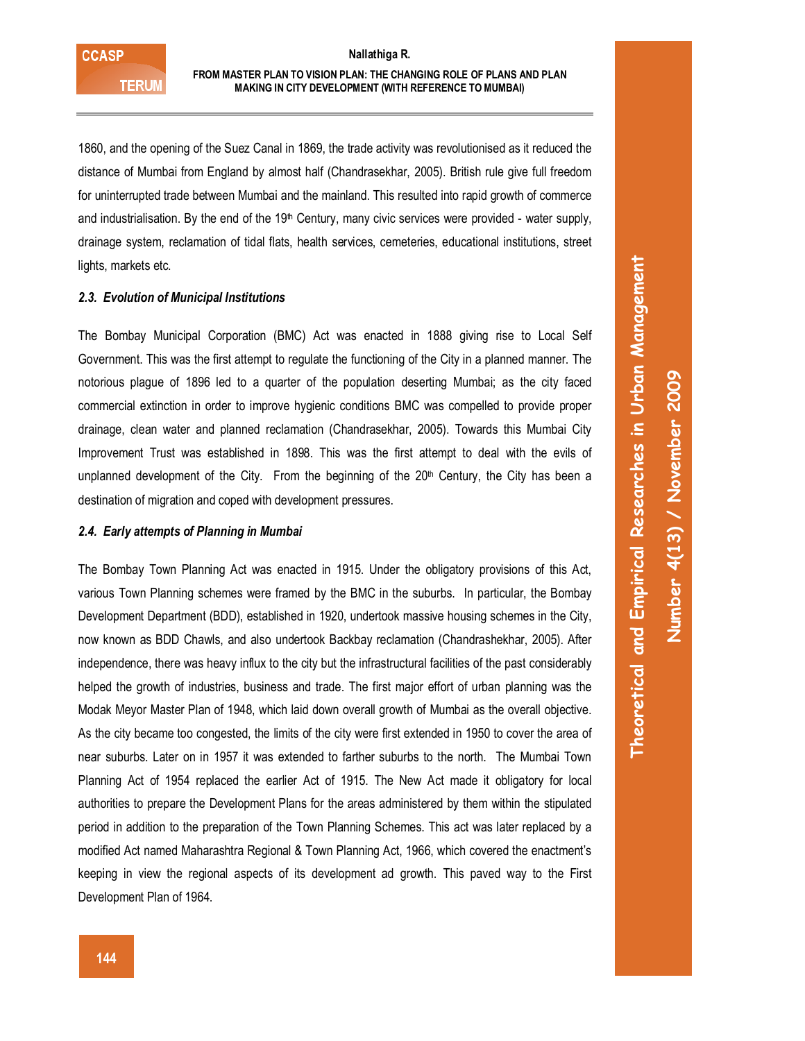1860, and the opening of the Suez Canal in 1869, the trade activity was revolutionised as it reduced the distance of Mumbai from England by almost half (Chandrasekhar, 2005). British rule give full freedom for uninterrupted trade between Mumbai and the mainland. This resulted into rapid growth of commerce and industrialisation. By the end of the 19th Century, many civic services were provided - water supply, drainage system, reclamation of tidal flats, health services, cemeteries, educational institutions, street lights, markets etc.

### *2.3. Evolution of Municipal Institutions*

The Bombay Municipal Corporation (BMC) Act was enacted in 1888 giving rise to Local Self Government. This was the first attempt to regulate the functioning of the City in a planned manner. The notorious plague of 1896 led to a quarter of the population deserting Mumbai; as the city faced commercial extinction in order to improve hygienic conditions BMC was compelled to provide proper drainage, clean water and planned reclamation (Chandrasekhar, 2005). Towards this Mumbai City Improvement Trust was established in 1898. This was the first attempt to deal with the evils of unplanned development of the City. From the beginning of the 20th Century, the City has been a destination of migration and coped with development pressures.

### *2.4. Early attempts of Planning in Mumbai*

The Bombay Town Planning Act was enacted in 1915. Under the obligatory provisions of this Act, various Town Planning schemes were framed by the BMC in the suburbs. In particular, the Bombay Development Department (BDD), established in 1920, undertook massive housing schemes in the City, now known as BDD Chawls, and also undertook Backbay reclamation (Chandrashekhar, 2005). After independence, there was heavy influx to the city but the infrastructural facilities of the past considerably helped the growth of industries, business and trade. The first major effort of urban planning was the Modak Meyor Master Plan of 1948, which laid down overall growth of Mumbai as the overall objective. As the city became too congested, the limits of the city were first extended in 1950 to cover the area of near suburbs. Later on in 1957 it was extended to farther suburbs to the north. The Mumbai Town Planning Act of 1954 replaced the earlier Act of 1915. The New Act made it obligatory for local authorities to prepare the Development Plans for the areas administered by them within the stipulated period in addition to the preparation of the Town Planning Schemes. This act was later replaced by a modified Act named Maharashtra Regional & Town Planning Act, 1966, which covered the enactment's keeping in view the regional aspects of its development ad growth. This paved way to the First Development Plan of 1964.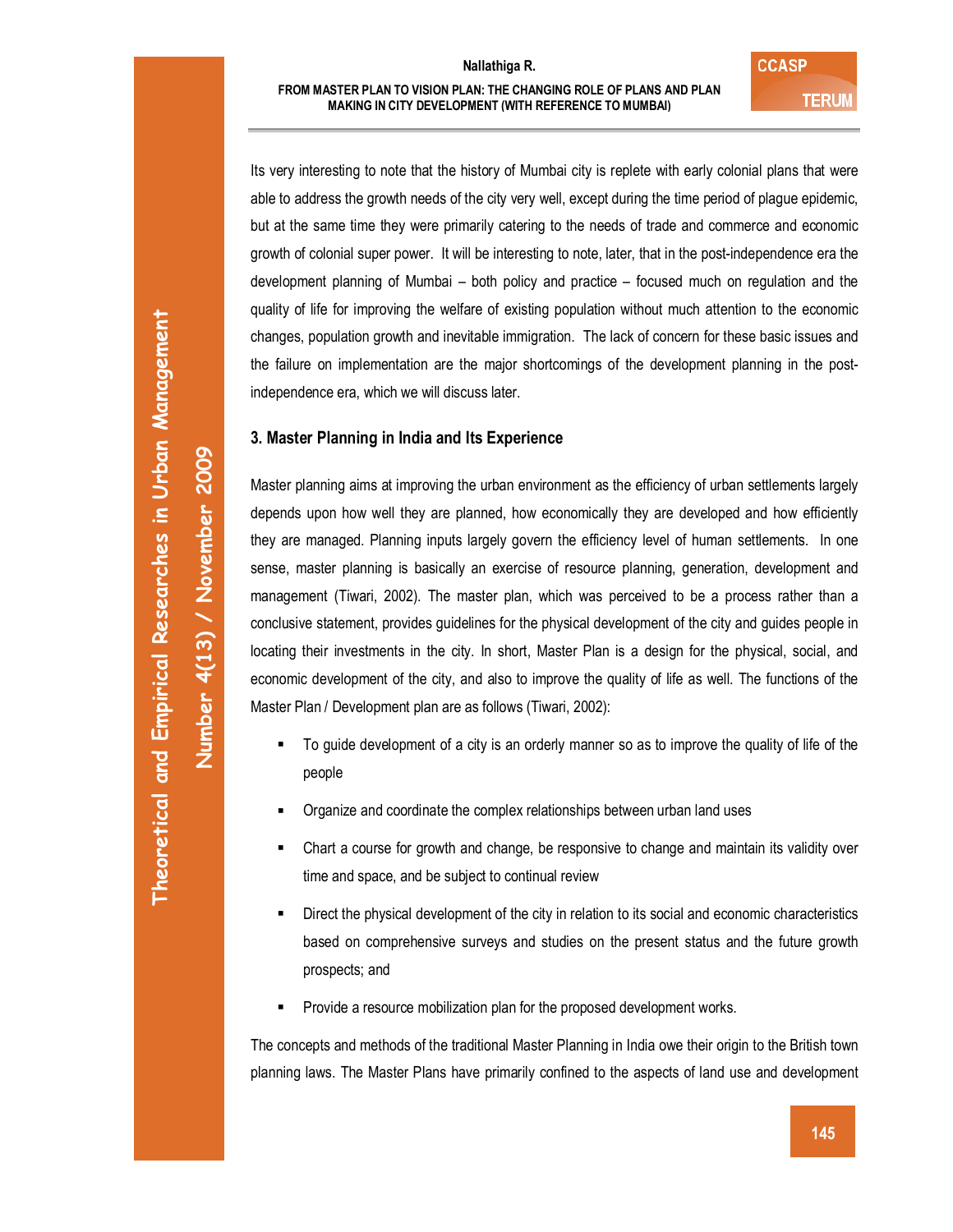Its very interesting to note that the history of Mumbai city is replete with early colonial plans that were able to address the growth needs of the city very well, except during the time period of plague epidemic, but at the same time they were primarily catering to the needs of trade and commerce and economic growth of colonial super power. It will be interesting to note, later, that in the post-independence era the development planning of Mumbai – both policy and practice – focused much on regulation and the quality of life for improving the welfare of existing population without much attention to the economic changes, population growth and inevitable immigration. The lack of concern for these basic issues and the failure on implementation are the major shortcomings of the development planning in the post-independence era, which we will discuss later.

## 3. Master Planning in India and Its Experience

Master planning aims at improving the urban environment as the efficiency of urban settlements largely depends upon how well they are planned, how economically they are developed and how efficiently they are managed. Planning inputs largely govern the efficiency level of human settlements. In one sense, master planning is basically an exercise of resource planning, generation, development and management (Tiwari, 2002). The master plan, which was perceived to be a process rather than a conclusive statement, provides guidelines for the physical development of the city and guides people in locating their investments in the city. In short, Master Plan is a design for the physical, social, and economic development of the city, and also to improve the quality of life as well. The functions of the Master Plan / Development plan are as follows (Tiwari, 2002):

- To guide development of a city is an orderly manner so as to improve the quality of life of the people
- Organize and coordinate the complex relationships between urban land uses
- Chart a course for growth and change, be responsive to change and maintain its validity over time and space, and be subject to continual review
- Direct the physical development of the city in relation to its social and economic characteristics based on comprehensive surveys and studies on the present status and the future growth prospects; and
- Provide a resource mobilization plan for the proposed development works.

The concepts and methods of the traditional Master Planning in India owe their origin to the British town planning laws. The Master Plans have primarily confined to the aspects of land use and development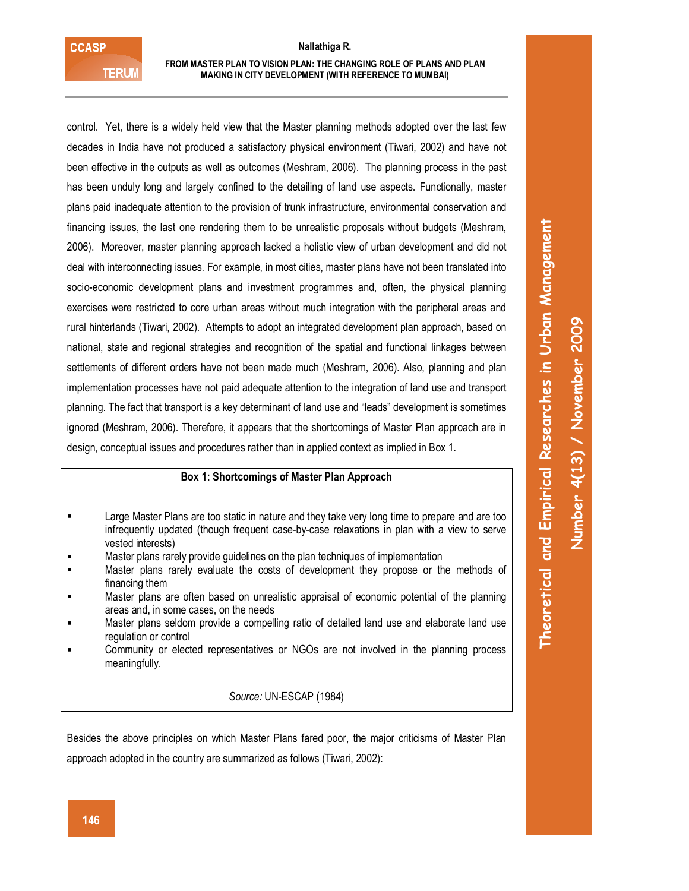control. Yet, there is a widely held view that the Master planning methods adopted over the last few decades in India have not produced a satisfactory physical environment (Tiwari, 2002) and have not been effective in the outputs as well as outcomes (Meshram, 2006). The planning process in the past has been unduly long and largely confined to the detailing of land use aspects. Functionally, master plans paid inadequate attention to the provision of trunk infrastructure, environmental conservation and financing issues, the last one rendering them to be unrealistic proposals without budgets (Meshram, 2006). Moreover, master planning approach lacked a holistic view of urban development and did not deal with interconnecting issues. For example, in most cities, master plans have not been translated into socio-economic development plans and investment programmes and, often, the physical planning exercises were restricted to core urban areas without much integration with the peripheral areas and rural hinterlands (Tiwari, 2002). Attempts to adopt an integrated development plan approach, based on national, state and regional strategies and recognition of the spatial and functional linkages between settlements of different orders have not been made much (Meshram, 2006). Also, planning and plan implementation processes have not paid adequate attention to the integration of land use and transport planning. The fact that transport is a key determinant of land use and "leads" development is sometimes ignored (Meshram, 2006). Therefore, it appears that the shortcomings of Master Plan approach are in design, conceptual issues and procedures rather than in applied context as implied in Box 1.

**Box 1: Shortcomings of Master Plan Approach**

- Large Master Plans are too static in nature and they take very long time to prepare and are too infrequently updated (though frequent case-by-case relaxations in plan with a view to serve vested interests)
- Master plans rarely provide guidelines on the plan techniques of implementation
- Master plans rarely evaluate the costs of development they propose or the methods of financing them
- Master plans are often based on unrealistic appraisal of economic potential of the planning areas and, in some cases, on the needs
- Master plans seldom provide a compelling ratio of detailed land use and elaborate land use regulation or control
- Community or elected representatives or NGOs are not involved in the planning process meaningfully.

*Source:* UN-ESCAP (1984)

Besides the above principles on which Master Plans fared poor, the major criticisms of Master Plan approach adopted in the country are summarized as follows (Tiwari, 2002):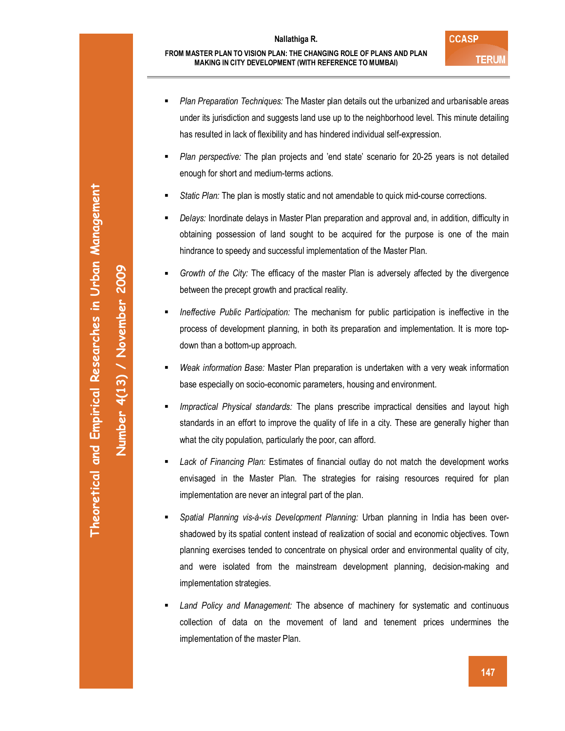- *Plan Preparation Techniques:* The Master plan details out the urbanized and urbanisable areas under its jurisdiction and suggests land use up to the neighborhood level. This minute detailing has resulted in lack of flexibility and has hindered individual self-expression.

- *Plan perspective:* The plan projects and 'end state' scenario for 20-25 years is not detailed enough for short and medium-terms actions.

- *Static Plan:* The plan is mostly static and not amendable to quick mid-course corrections.

- *Delays:* Inordinate delays in Master Plan preparation and approval and, in addition, difficulty in obtaining possession of land sought to be acquired for the purpose is one of the main hindrance to speedy and successful implementation of the Master Plan.

- *Growth of the City:* The efficacy of the master Plan is adversely affected by the divergence between the precept growth and practical reality.

- *Ineffective Public Participation:* The mechanism for public participation is ineffective in the process of development planning, in both its preparation and implementation. It is more top-down than a bottom-up approach.

- *Weak information Base:* Master Plan preparation is undertaken with a very weak information base especially on socio-economic parameters, housing and environment.

- *Impractical Physical standards:* The plans prescribe impractical densities and layout high standards in an effort to improve the quality of life in a city. These are generally higher than what the city population, particularly the poor, can afford.

- *Lack of Financing Plan:* Estimates of financial outlay do not match the development works envisaged in the Master Plan. The strategies for raising resources required for plan implementation are never an integral part of the plan.

- *Spatial Planning vis-à-vis Development Planning:* Urban planning in India has been over-shadowed by its spatial content instead of realization of social and economic objectives. Town planning exercises tended to concentrate on physical order and environmental quality of city, and were isolated from the mainstream development planning, decision-making and implementation strategies.

- *Land Policy and Management:* The absence of machinery for systematic and continuous collection of data on the movement of land and tenement prices undermines the implementation of the master Plan.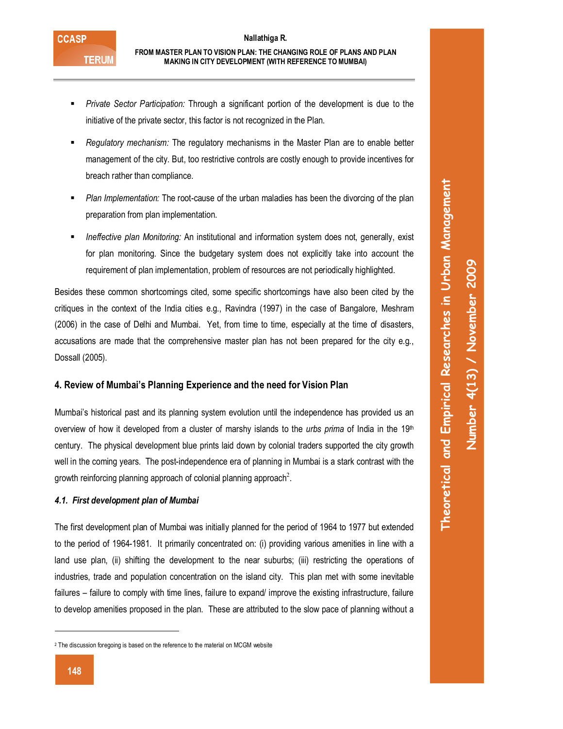- *Private Sector Participation:* Through a significant portion of the development is due to the initiative of the private sector, this factor is not recognized in the Plan.
- *Regulatory mechanism:* The regulatory mechanisms in the Master Plan are to enable better management of the city. But, too restrictive controls are costly enough to provide incentives for breach rather than compliance.
- *Plan Implementation:* The root-cause of the urban maladies has been the divorcing of the plan preparation from plan implementation.
- *Ineffective plan Monitoring:* An institutional and information system does not, generally, exist for plan monitoring. Since the budgetary system does not explicitly take into account the requirement of plan implementation, problem of resources are not periodically highlighted.

Besides these common shortcomings cited, some specific shortcomings have also been cited by the critiques in the context of the India cities e.g., Ravindra (1997) in the case of Bangalore, Meshram (2006) in the case of Delhi and Mumbai. Yet, from time to time, especially at the time of disasters, accusations are made that the comprehensive master plan has not been prepared for the city e.g., Dossall (2005).

## 4. Review of Mumbai's Planning Experience and the need for Vision Plan

Mumbai's historical past and its planning system evolution until the independence has provided us an overview of how it developed from a cluster of marshy islands to the *urbs prima* of India in the 19th century. The physical development blue prints laid down by colonial traders supported the city growth well in the coming years. The post-independence era of planning in Mumbai is a stark contrast with the growth reinforcing planning approach of colonial planning approach[2].

### *4.1. First development plan of Mumbai*

The first development plan of Mumbai was initially planned for the period of 1964 to 1977 but extended to the period of 1964-1981. It primarily concentrated on: (i) providing various amenities in line with a land use plan, (ii) shifting the development to the near suburbs; (iii) restricting the operations of industries, trade and population concentration on the island city. This plan met with some inevitable failures – failure to comply with time lines, failure to expand/ improve the existing infrastructure, failure to develop amenities proposed in the plan. These are attributed to the slow pace of planning without a

[2] The discussion foregoing is based on the reference to the material on MCGM website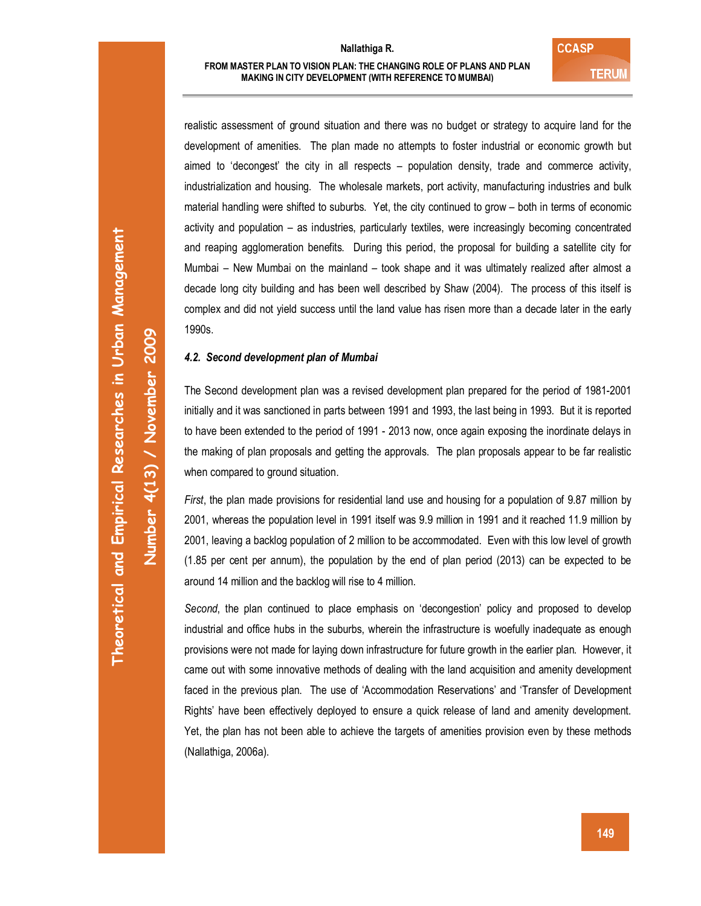realistic assessment of ground situation and there was no budget or strategy to acquire land for the development of amenities. The plan made no attempts to foster industrial or economic growth but aimed to 'decongest' the city in all respects – population density, trade and commerce activity, industrialization and housing. The wholesale markets, port activity, manufacturing industries and bulk material handling were shifted to suburbs. Yet, the city continued to grow – both in terms of economic activity and population – as industries, particularly textiles, were increasingly becoming concentrated and reaping agglomeration benefits. During this period, the proposal for building a satellite city for Mumbai – New Mumbai on the mainland – took shape and it was ultimately realized after almost a decade long city building and has been well described by Shaw (2004). The process of this itself is complex and did not yield success until the land value has risen more than a decade later in the early 1990s.

### *4.2. Second development plan of Mumbai*

The Second development plan was a revised development plan prepared for the period of 1981-2001 initially and it was sanctioned in parts between 1991 and 1993, the last being in 1993. But it is reported to have been extended to the period of 1991 - 2013 now, once again exposing the inordinate delays in the making of plan proposals and getting the approvals. The plan proposals appear to be far realistic when compared to ground situation.

*First*, the plan made provisions for residential land use and housing for a population of 9.87 million by 2001, whereas the population level in 1991 itself was 9.9 million in 1991 and it reached 11.9 million by 2001, leaving a backlog population of 2 million to be accommodated. Even with this low level of growth (1.85 per cent per annum), the population by the end of plan period (2013) can be expected to be around 14 million and the backlog will rise to 4 million.

*Second*, the plan continued to place emphasis on 'decongestion' policy and proposed to develop industrial and office hubs in the suburbs, wherein the infrastructure is woefully inadequate as enough provisions were not made for laying down infrastructure for future growth in the earlier plan. However, it came out with some innovative methods of dealing with the land acquisition and amenity development faced in the previous plan. The use of 'Accommodation Reservations' and 'Transfer of Development Rights' have been effectively deployed to ensure a quick release of land and amenity development. Yet, the plan has not been able to achieve the targets of amenities provision even by these methods (Nallathiga, 2006a).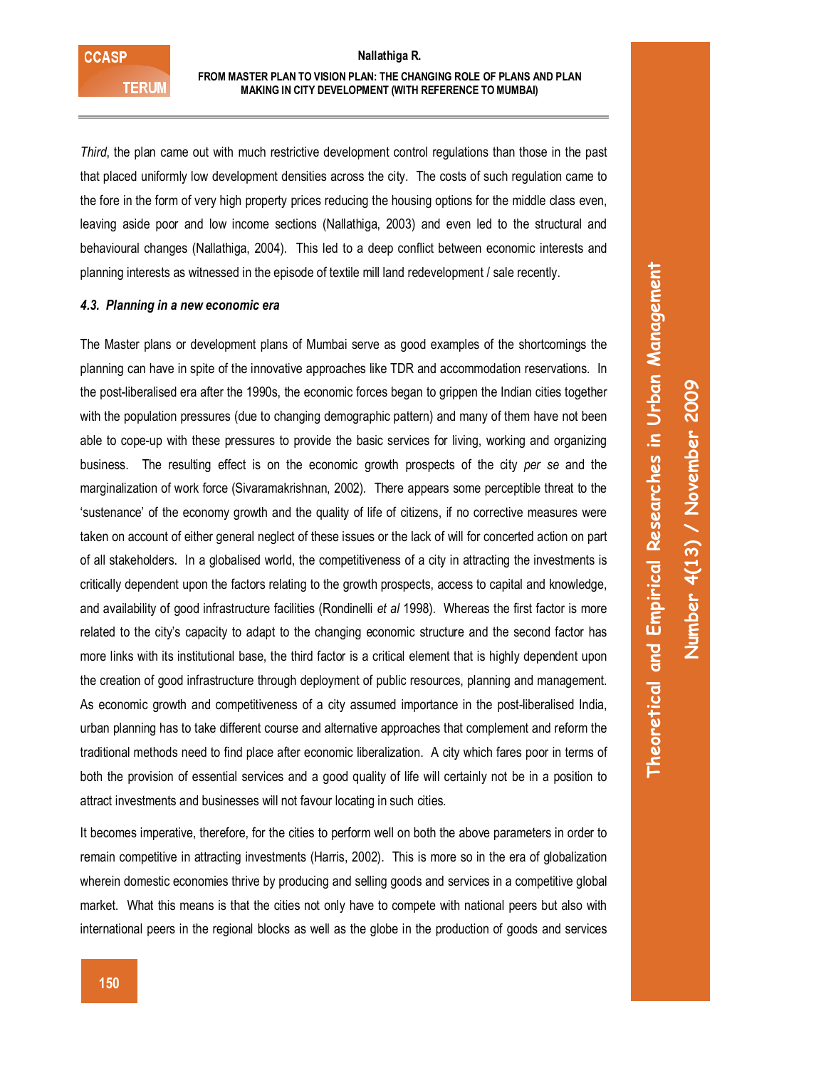*Third*, the plan came out with much restrictive development control regulations than those in the past that placed uniformly low development densities across the city. The costs of such regulation came to the fore in the form of very high property prices reducing the housing options for the middle class even, leaving aside poor and low income sections (Nallathiga, 2003) and even led to the structural and behavioural changes (Nallathiga, 2004). This led to a deep conflict between economic interests and planning interests as witnessed in the episode of textile mill land redevelopment / sale recently.

#### *4.3. Planning in a new economic era*

The Master plans or development plans of Mumbai serve as good examples of the shortcomings the planning can have in spite of the innovative approaches like TDR and accommodation reservations. In the post-liberalised era after the 1990s, the economic forces began to grippen the Indian cities together with the population pressures (due to changing demographic pattern) and many of them have not been able to cope-up with these pressures to provide the basic services for living, working and organizing business. The resulting effect is on the economic growth prospects of the city *per se* and the marginalization of work force (Sivaramakrishnan, 2002). There appears some perceptible threat to the 'sustenance' of the economy growth and the quality of life of citizens, if no corrective measures were taken on account of either general neglect of these issues or the lack of will for concerted action on part of all stakeholders. In a globalised world, the competitiveness of a city in attracting the investments is critically dependent upon the factors relating to the growth prospects, access to capital and knowledge, and availability of good infrastructure facilities (Rondinelli *et al* 1998). Whereas the first factor is more related to the city's capacity to adapt to the changing economic structure and the second factor has more links with its institutional base, the third factor is a critical element that is highly dependent upon the creation of good infrastructure through deployment of public resources, planning and management. As economic growth and competitiveness of a city assumed importance in the post-liberalised India, urban planning has to take different course and alternative approaches that complement and reform the traditional methods need to find place after economic liberalization. A city which fares poor in terms of both the provision of essential services and a good quality of life will certainly not be in a position to attract investments and businesses will not favour locating in such cities.

It becomes imperative, therefore, for the cities to perform well on both the above parameters in order to remain competitive in attracting investments (Harris, 2002). This is more so in the era of globalization wherein domestic economies thrive by producing and selling goods and services in a competitive global market. What this means is that the cities not only have to compete with national peers but also with international peers in the regional blocks as well as the globe in the production of goods and services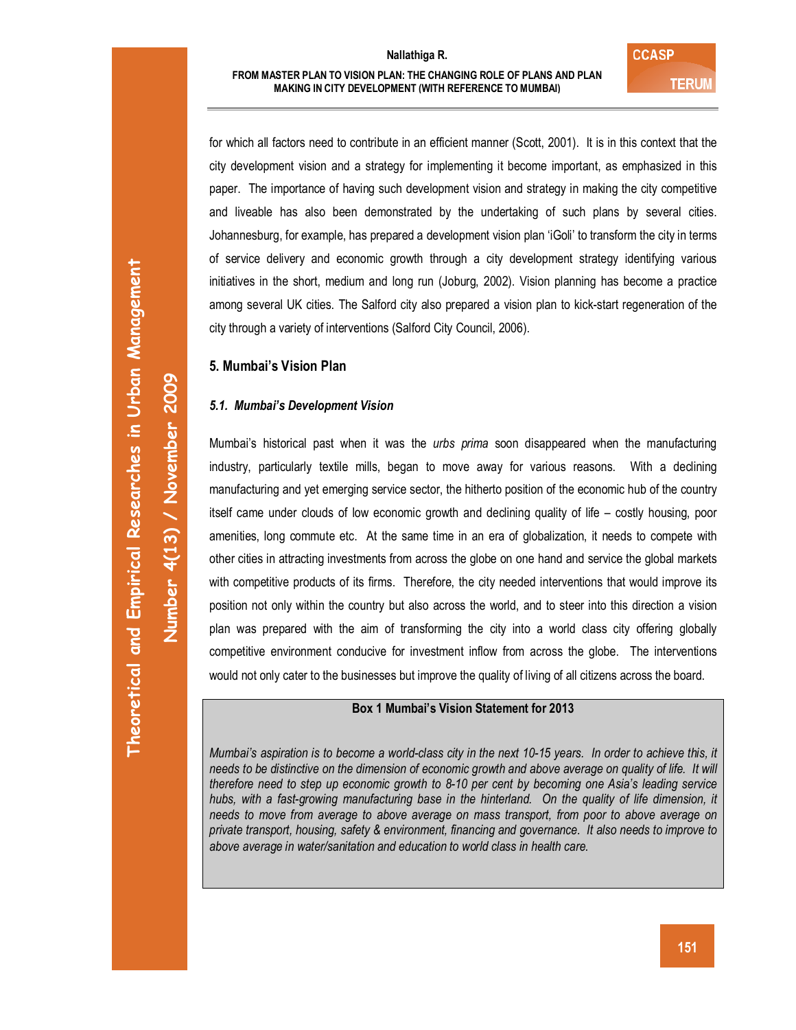for which all factors need to contribute in an efficient manner (Scott, 2001). It is in this context that the city development vision and a strategy for implementing it become important, as emphasized in this paper. The importance of having such development vision and strategy in making the city competitive and liveable has also been demonstrated by the undertaking of such plans by several cities. Johannesburg, for example, has prepared a development vision plan 'iGoli' to transform the city in terms of service delivery and economic growth through a city development strategy identifying various initiatives in the short, medium and long run (Joburg, 2002). Vision planning has become a practice among several UK cities. The Salford city also prepared a vision plan to kick-start regeneration of the city through a variety of interventions (Salford City Council, 2006).

## 5. Mumbai's Vision Plan

### *5.1. Mumbai's Development Vision*

Mumbai's historical past when it was the *urbs prima* soon disappeared when the manufacturing industry, particularly textile mills, began to move away for various reasons. With a declining manufacturing and yet emerging service sector, the hitherto position of the economic hub of the country itself came under clouds of low economic growth and declining quality of life – costly housing, poor amenities, long commute etc. At the same time in an era of globalization, it needs to compete with other cities in attracting investments from across the globe on one hand and service the global markets with competitive products of its firms. Therefore, the city needed interventions that would improve its position not only within the country but also across the world, and to steer into this direction a vision plan was prepared with the aim of transforming the city into a world class city offering globally competitive environment conducive for investment inflow from across the globe. The interventions would not only cater to the businesses but improve the quality of living of all citizens across the board.

**Box 1 Mumbai's Vision Statement for 2013**

*Mumbai's aspiration is to become a world-class city in the next 10-15 years. In order to achieve this, it needs to be distinctive on the dimension of economic growth and above average on quality of life. It will therefore need to step up economic growth to 8-10 per cent by becoming one Asia's leading service hubs, with a fast-growing manufacturing base in the hinterland. On the quality of life dimension, it needs to move from average to above average on mass transport, from poor to above average on private transport, housing, safety & environment, financing and governance. It also needs to improve to above average in water/sanitation and education to world class in health care.*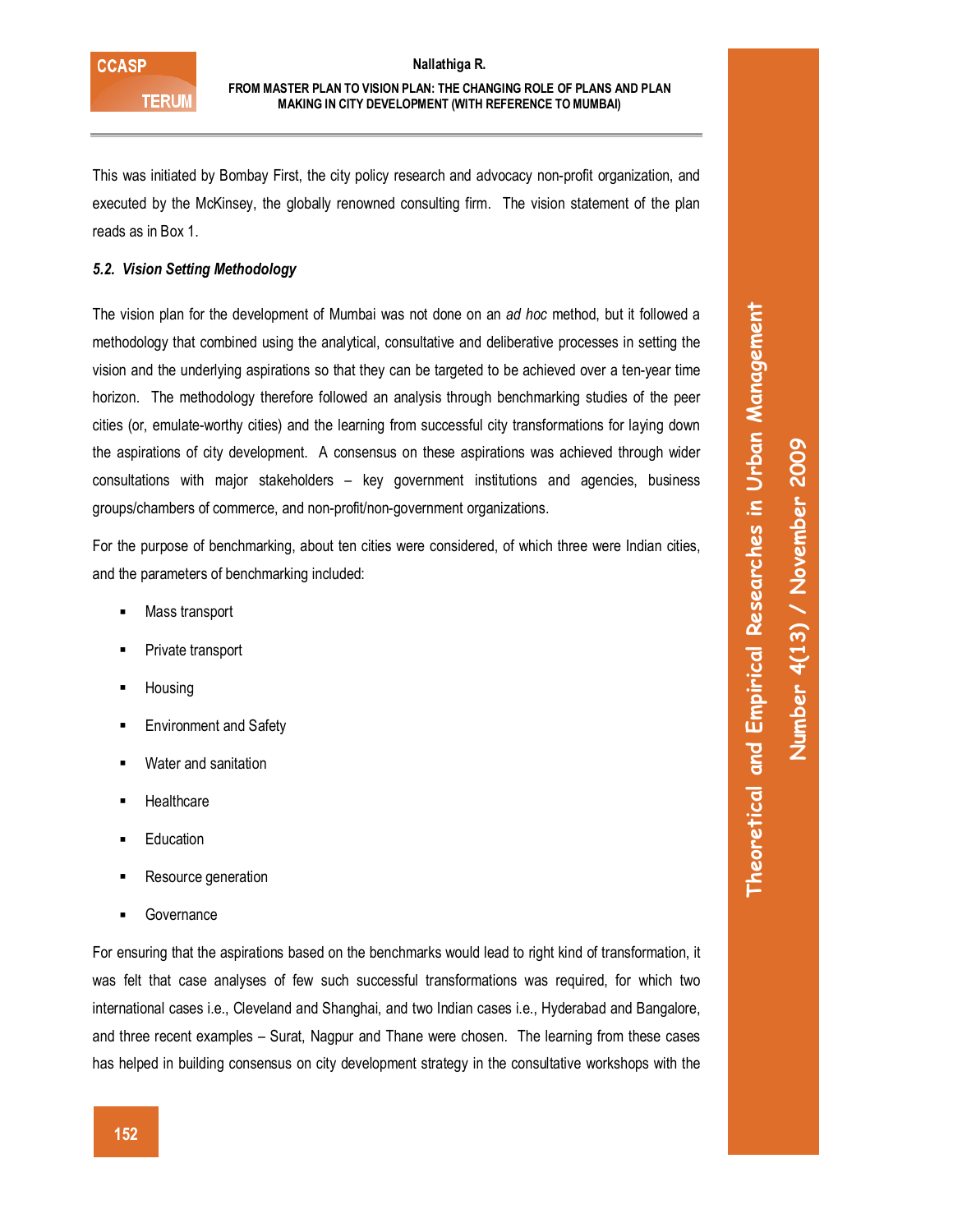This was initiated by Bombay First, the city policy research and advocacy non-profit organization, and executed by the McKinsey, the globally renowned consulting firm. The vision statement of the plan reads as in Box 1.

### *5.2. Vision Setting Methodology*

The vision plan for the development of Mumbai was not done on an *ad hoc* method, but it followed a methodology that combined using the analytical, consultative and deliberative processes in setting the vision and the underlying aspirations so that they can be targeted to be achieved over a ten-year time horizon. The methodology therefore followed an analysis through benchmarking studies of the peer cities (or, emulate-worthy cities) and the learning from successful city transformations for laying down the aspirations of city development. A consensus on these aspirations was achieved through wider consultations with major stakeholders – key government institutions and agencies, business groups/chambers of commerce, and non-profit/non-government organizations.

For the purpose of benchmarking, about ten cities were considered, of which three were Indian cities, and the parameters of benchmarking included:

- Mass transport
- Private transport
- Housing
- Environment and Safety
- Water and sanitation
- Healthcare
- Education
- Resource generation
- Governance

For ensuring that the aspirations based on the benchmarks would lead to right kind of transformation, it was felt that case analyses of few such successful transformations was required, for which two international cases i.e., Cleveland and Shanghai, and two Indian cases i.e., Hyderabad and Bangalore, and three recent examples – Surat, Nagpur and Thane were chosen. The learning from these cases has helped in building consensus on city development strategy in the consultative workshops with the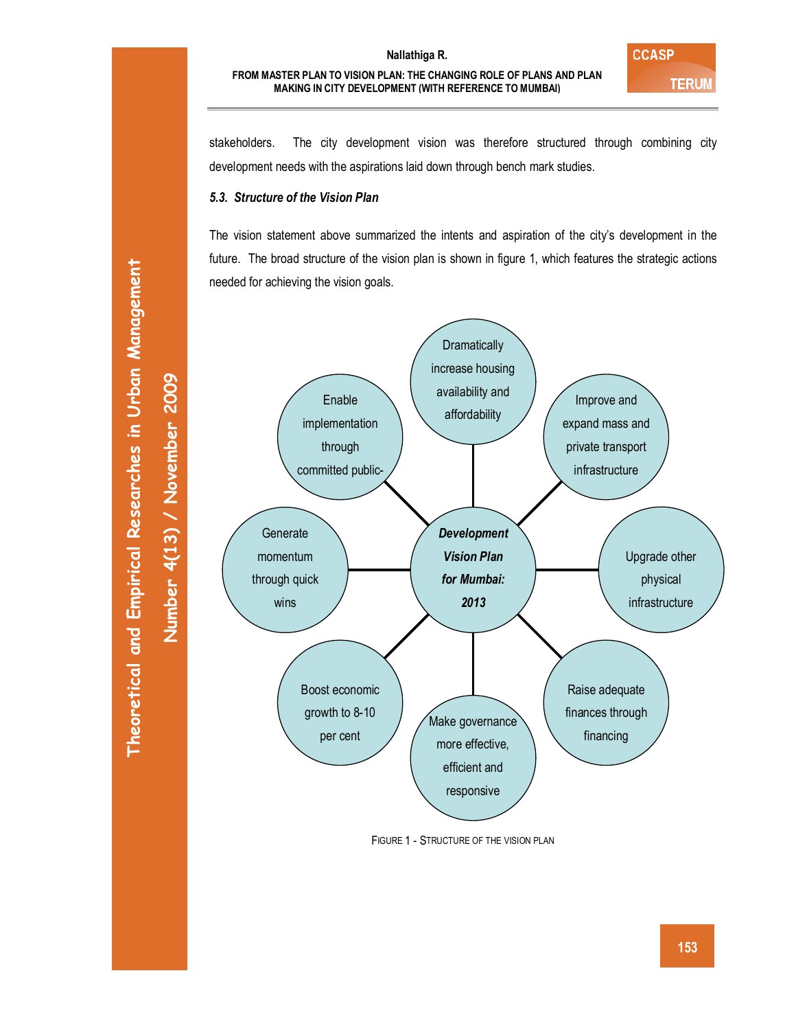stakeholders. The city development vision was therefore structured through combining city development needs with the aspirations laid down through bench mark studies.

### *5.3. Structure of the Vision Plan*

The vision statement above summarized the intents and aspiration of the city's development in the future. The broad structure of the vision plan is shown in figure 1, which features the strategic actions needed for achieving the vision goals.

***Development Vision Plan for Mumbai: 2013***

- Dramatically increase housing availability and affordability
- Improve and expand mass and private transport infrastructure
- Upgrade other physical infrastructure
- Raise adequate finances through financing
- Make governance more effective, efficient and responsive
- Boost economic growth to 8-10 per cent
- Generate momentum through quick wins
- Enable implementation through committed public-

FIGURE 1 - STRUCTURE OF THE VISION PLAN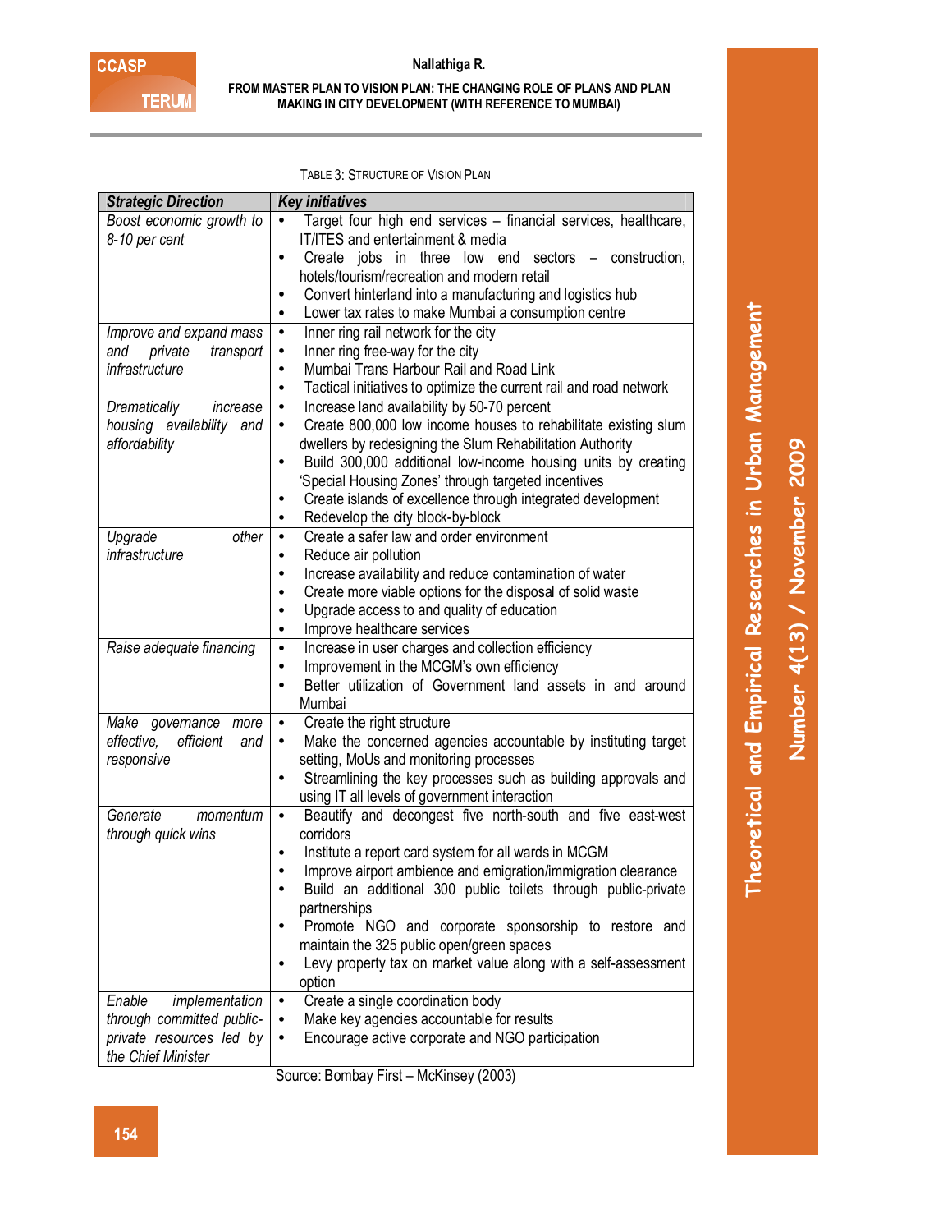TABLE 3: STRUCTURE OF VISION PLAN

| *Strategic Direction* | *Key initiatives* |
|---|---|
| *Boost economic growth to 8-10 per cent* | • Target four high end services – financial services, healthcare, IT/ITES and entertainment & media<br>• Create jobs in three low end sectors – construction, hotels/tourism/recreation and modern retail<br>• Convert hinterland into a manufacturing and logistics hub<br>• Lower tax rates to make Mumbai a consumption centre |
| *Improve and expand mass and private transport infrastructure* | • Inner ring rail network for the city<br>• Inner ring free-way for the city<br>• Mumbai Trans Harbour Rail and Road Link<br>• Tactical initiatives to optimize the current rail and road network |
| *Dramatically increase housing availability and affordability* | • Increase land availability by 50-70 percent<br>• Create 800,000 low income houses to rehabilitate existing slum dwellers by redesigning the Slum Rehabilitation Authority<br>• Build 300,000 additional low-income housing units by creating 'Special Housing Zones' through targeted incentives<br>• Create islands of excellence through integrated development<br>• Redevelop the city block-by-block |
| *Upgrade other infrastructure* | • Create a safer law and order environment<br>• Reduce air pollution<br>• Increase availability and reduce contamination of water<br>• Create more viable options for the disposal of solid waste<br>• Upgrade access to and quality of education<br>• Improve healthcare services |
| *Raise adequate financing* | • Increase in user charges and collection efficiency<br>• Improvement in the MCGM's own efficiency<br>• Better utilization of Government land assets in and around Mumbai |
| *Make governance more effective, efficient and responsive* | • Create the right structure<br>• Make the concerned agencies accountable by instituting target setting, MoUs and monitoring processes<br>• Streamlining the key processes such as building approvals and using IT all levels of government interaction |
| *Generate momentum through quick wins* | • Beautify and decongest five north-south and five east-west corridors<br>• Institute a report card system for all wards in MCGM<br>• Improve airport ambience and emigration/immigration clearance<br>• Build an additional 300 public toilets through public-private partnerships<br>• Promote NGO and corporate sponsorship to restore and maintain the 325 public open/green spaces<br>• Levy property tax on market value along with a self-assessment option |
| *Enable implementation through committed public-private resources led by the Chief Minister* | • Create a single coordination body<br>• Make key agencies accountable for results<br>• Encourage active corporate and NGO participation |

Source: Bombay First – McKinsey (2003)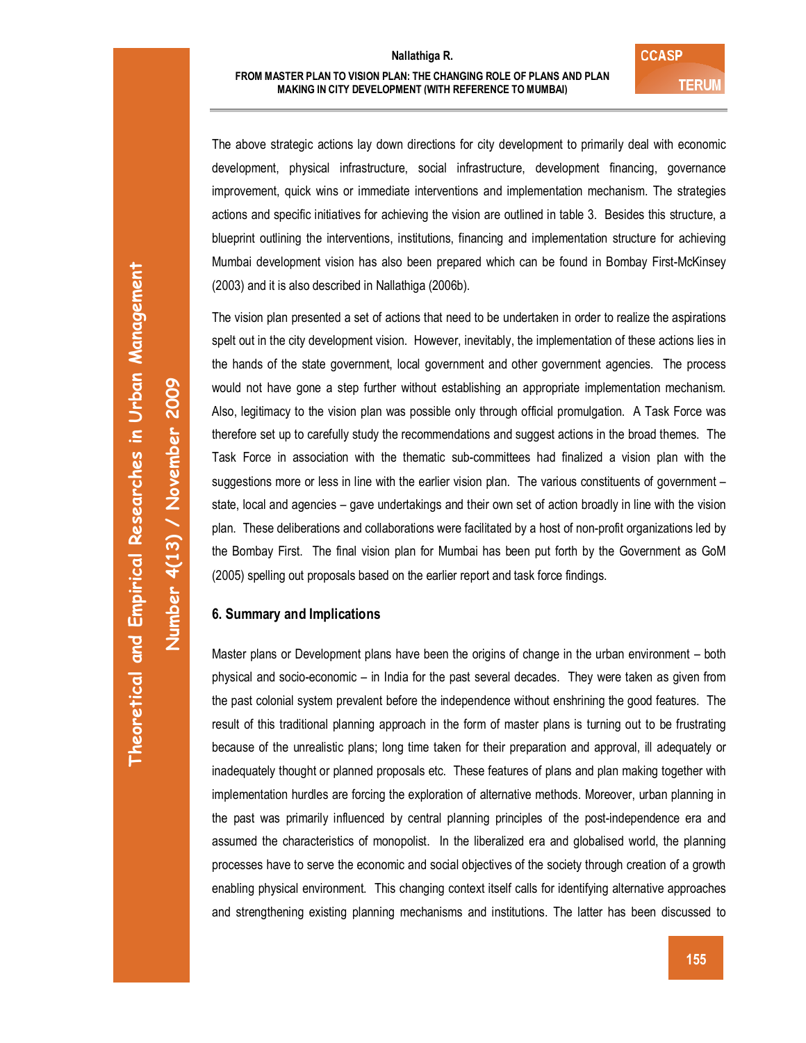The above strategic actions lay down directions for city development to primarily deal with economic development, physical infrastructure, social infrastructure, development financing, governance improvement, quick wins or immediate interventions and implementation mechanism. The strategies actions and specific initiatives for achieving the vision are outlined in table 3. Besides this structure, a blueprint outlining the interventions, institutions, financing and implementation structure for achieving Mumbai development vision has also been prepared which can be found in Bombay First-McKinsey (2003) and it is also described in Nallathiga (2006b).

The vision plan presented a set of actions that need to be undertaken in order to realize the aspirations spelt out in the city development vision. However, inevitably, the implementation of these actions lies in the hands of the state government, local government and other government agencies. The process would not have gone a step further without establishing an appropriate implementation mechanism. Also, legitimacy to the vision plan was possible only through official promulgation. A Task Force was therefore set up to carefully study the recommendations and suggest actions in the broad themes. The Task Force in association with the thematic sub-committees had finalized a vision plan with the suggestions more or less in line with the earlier vision plan. The various constituents of government – state, local and agencies – gave undertakings and their own set of action broadly in line with the vision plan. These deliberations and collaborations were facilitated by a host of non-profit organizations led by the Bombay First. The final vision plan for Mumbai has been put forth by the Government as GoM (2005) spelling out proposals based on the earlier report and task force findings.

## 6. Summary and Implications

Master plans or Development plans have been the origins of change in the urban environment – both physical and socio-economic – in India for the past several decades. They were taken as given from the past colonial system prevalent before the independence without enshrining the good features. The result of this traditional planning approach in the form of master plans is turning out to be frustrating because of the unrealistic plans; long time taken for their preparation and approval, ill adequately or inadequately thought or planned proposals etc. These features of plans and plan making together with implementation hurdles are forcing the exploration of alternative methods. Moreover, urban planning in the past was primarily influenced by central planning principles of the post-independence era and assumed the characteristics of monopolist. In the liberalized era and globalised world, the planning processes have to serve the economic and social objectives of the society through creation of a growth enabling physical environment. This changing context itself calls for identifying alternative approaches and strengthening existing planning mechanisms and institutions. The latter has been discussed to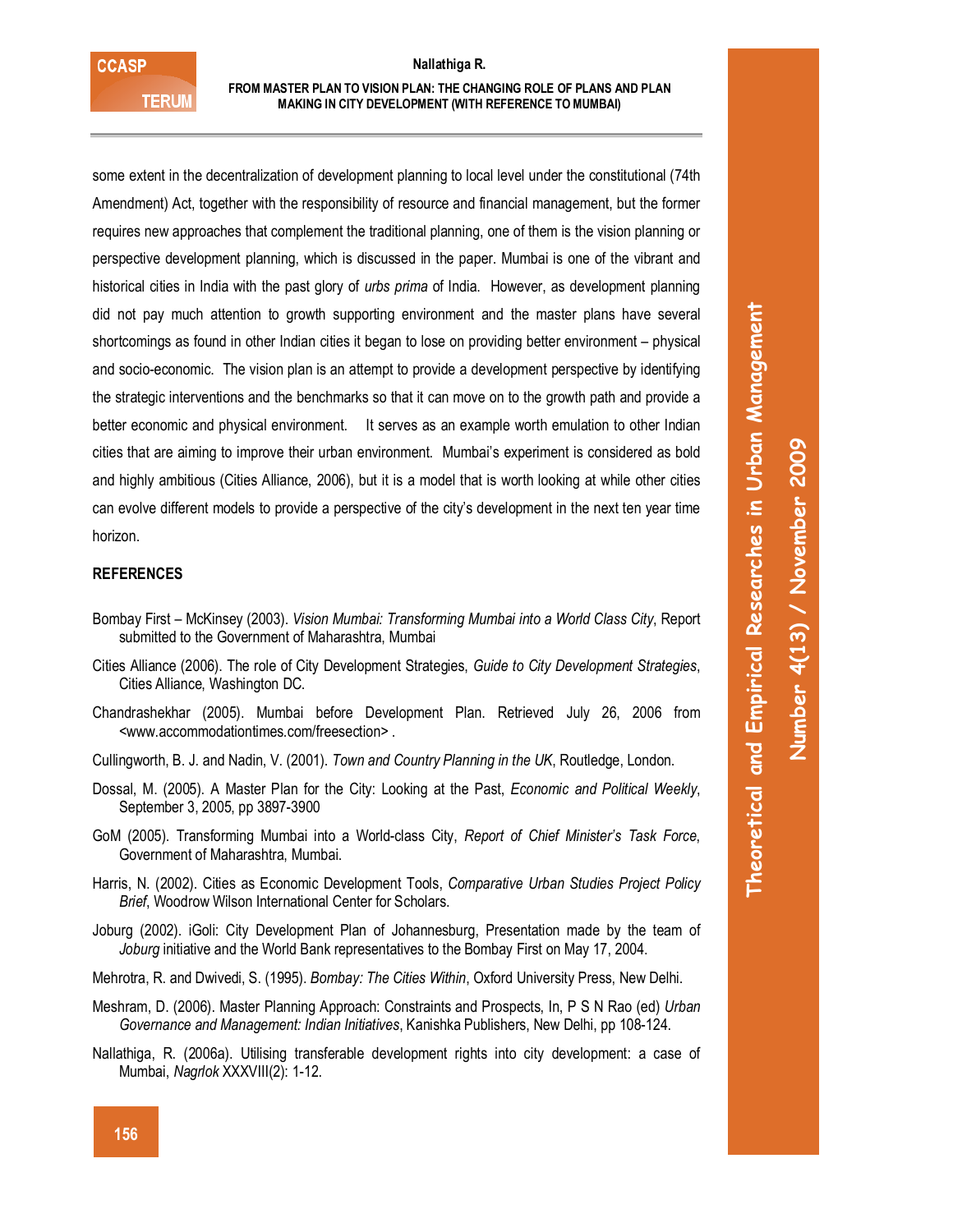some extent in the decentralization of development planning to local level under the constitutional (74th Amendment) Act, together with the responsibility of resource and financial management, but the former requires new approaches that complement the traditional planning, one of them is the vision planning or perspective development planning, which is discussed in the paper. Mumbai is one of the vibrant and historical cities in India with the past glory of *urbs prima* of India. However, as development planning did not pay much attention to growth supporting environment and the master plans have several shortcomings as found in other Indian cities it began to lose on providing better environment – physical and socio-economic. The vision plan is an attempt to provide a development perspective by identifying the strategic interventions and the benchmarks so that it can move on to the growth path and provide a better economic and physical environment. It serves as an example worth emulation to other Indian cities that are aiming to improve their urban environment. Mumbai's experiment is considered as bold and highly ambitious (Cities Alliance, 2006), but it is a model that is worth looking at while other cities can evolve different models to provide a perspective of the city's development in the next ten year time horizon.

## REFERENCES

Bombay First – McKinsey (2003). *Vision Mumbai: Transforming Mumbai into a World Class City*, Report submitted to the Government of Maharashtra, Mumbai

Cities Alliance (2006). The role of City Development Strategies, *Guide to City Development Strategies*, Cities Alliance, Washington DC.

Chandrashekhar (2005). Mumbai before Development Plan. Retrieved July 26, 2006 from <www.accommodationtimes.com/freesection> .

Cullingworth, B. J. and Nadin, V. (2001). *Town and Country Planning in the UK*, Routledge, London.

Dossal, M. (2005). A Master Plan for the City: Looking at the Past, *Economic and Political Weekly*, September 3, 2005, pp 3897-3900

GoM (2005). Transforming Mumbai into a World-class City, *Report of Chief Minister's Task Force*, Government of Maharashtra, Mumbai.

Harris, N. (2002). Cities as Economic Development Tools, *Comparative Urban Studies Project Policy Brief*, Woodrow Wilson International Center for Scholars.

Joburg (2002). iGoli: City Development Plan of Johannesburg, Presentation made by the team of *Joburg* initiative and the World Bank representatives to the Bombay First on May 17, 2004.

Mehrotra, R. and Dwivedi, S. (1995). *Bombay: The Cities Within*, Oxford University Press, New Delhi.

Meshram, D. (2006). Master Planning Approach: Constraints and Prospects, In, P S N Rao (ed) *Urban Governance and Management: Indian Initiatives*, Kanishka Publishers, New Delhi, pp 108-124.

Nallathiga, R. (2006a). Utilising transferable development rights into city development: a case of Mumbai, *Nagrlok* XXXVIII(2): 1-12.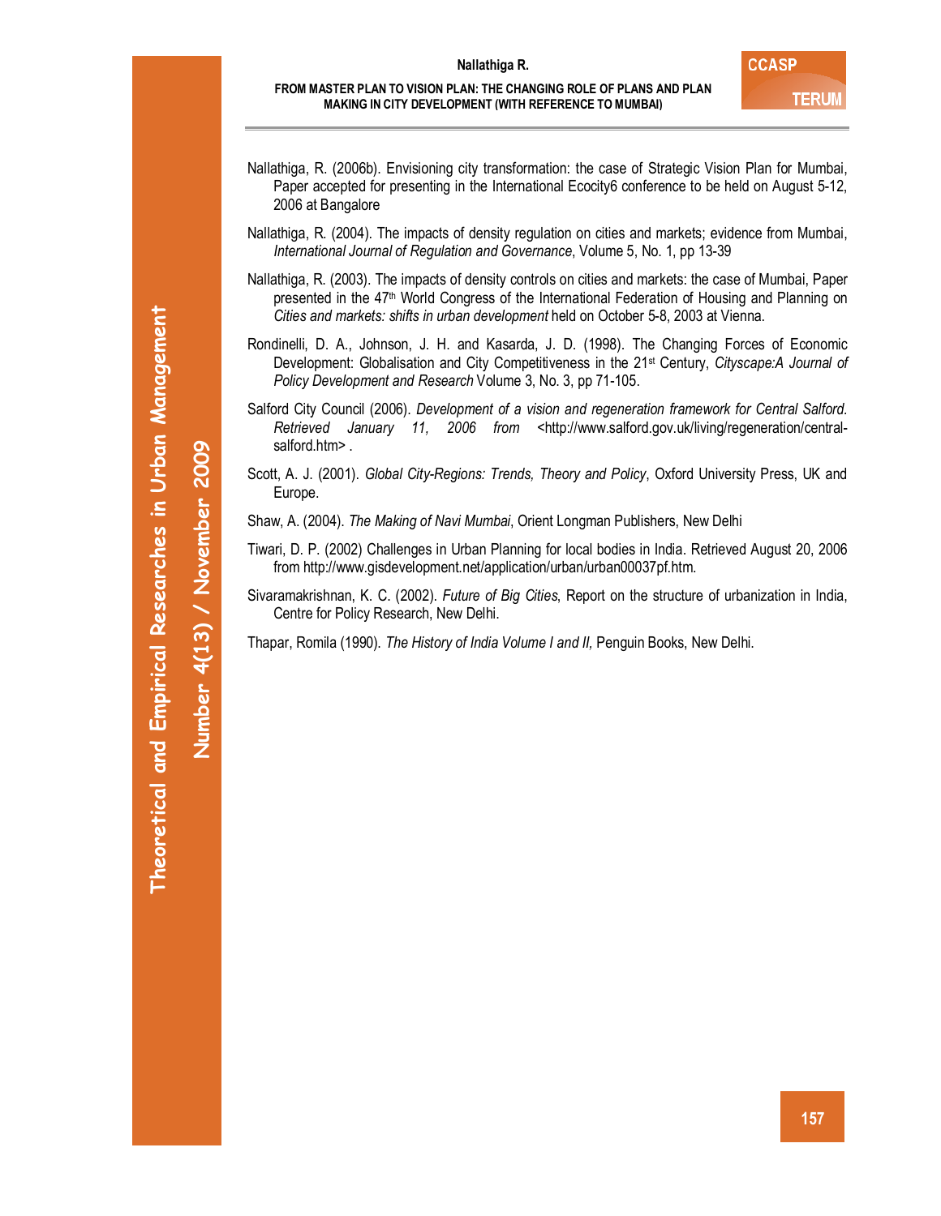Nallathiga, R. (2006b). Envisioning city transformation: the case of Strategic Vision Plan for Mumbai, Paper accepted for presenting in the International Ecocity6 conference to be held on August 5-12, 2006 at Bangalore

Nallathiga, R. (2004). The impacts of density regulation on cities and markets; evidence from Mumbai, *International Journal of Regulation and Governance*, Volume 5, No. 1, pp 13-39

Nallathiga, R. (2003). The impacts of density controls on cities and markets: the case of Mumbai, Paper presented in the 47th World Congress of the International Federation of Housing and Planning on *Cities and markets: shifts in urban development* held on October 5-8, 2003 at Vienna.

Rondinelli, D. A., Johnson, J. H. and Kasarda, J. D. (1998). The Changing Forces of Economic Development: Globalisation and City Competitiveness in the 21st Century, *Cityscape:A Journal of Policy Development and Research* Volume 3, No. 3, pp 71-105.

Salford City Council (2006). *Development of a vision and regeneration framework for Central Salford. Retrieved January 11, 2006 from* <http://www.salford.gov.uk/living/regeneration/central-salford.htm> .

Scott, A. J. (2001). *Global City-Regions: Trends, Theory and Policy*, Oxford University Press, UK and Europe.

Shaw, A. (2004). *The Making of Navi Mumbai*, Orient Longman Publishers, New Delhi

Tiwari, D. P. (2002) Challenges in Urban Planning for local bodies in India. Retrieved August 20, 2006 from http://www.gisdevelopment.net/application/urban/urban00037pf.htm.

Sivaramakrishnan, K. C. (2002). *Future of Big Cities*, Report on the structure of urbanization in India, Centre for Policy Research, New Delhi.

Thapar, Romila (1990). *The History of India Volume I and II,* Penguin Books, New Delhi.